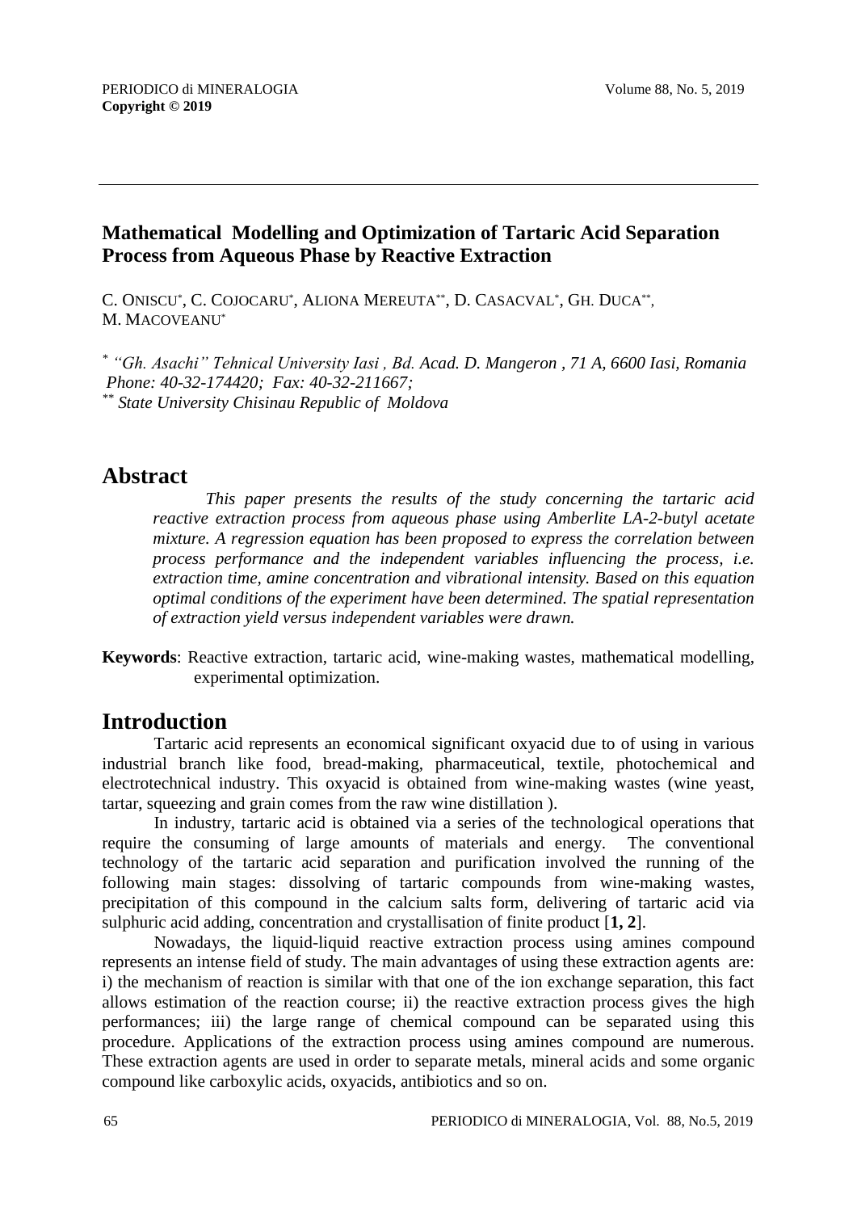# Mathematical Modelling and Optimization of Tartaric Acid Separation Process from Aqueous Phase by Reactive Extraction

C. ONISCU*, C. COJOCARU*, ALIONA MEREUTA**, D. CASACVAL*, GH. DUCA**, M. MACOVEANU*

\* *"Gh. Asachi" Tehnical University Iasi , Bd. Acad. D. Mangeron , 71 A, 6600 Iasi, Romania Phone: 40-32-174420; Fax: 40-32-211667;*
\*\* *State University Chisinau Republic of Moldova*

## Abstract

*This paper presents the results of the study concerning the tartaric acid reactive extraction process from aqueous phase using Amberlite LA-2-butyl acetate mixture. A regression equation has been proposed to express the correlation between process performance and the independent variables influencing the process, i.e. extraction time, amine concentration and vibrational intensity. Based on this equation optimal conditions of the experiment have been determined. The spatial representation of extraction yield versus independent variables were drawn.*

**Keywords**: Reactive extraction, tartaric acid, wine-making wastes, mathematical modelling, experimental optimization.

## Introduction

Tartaric acid represents an economical significant oxyacid due to of using in various industrial branch like food, bread-making, pharmaceutical, textile, photochemical and electrotechnical industry. This oxyacid is obtained from wine-making wastes (wine yeast, tartar, squeezing and grain comes from the raw wine distillation ).

In industry, tartaric acid is obtained via a series of the technological operations that require the consuming of large amounts of materials and energy. The conventional technology of the tartaric acid separation and purification involved the running of the following main stages: dissolving of tartaric compounds from wine-making wastes, precipitation of this compound in the calcium salts form, delivering of tartaric acid via sulphuric acid adding, concentration and crystallisation of finite product [**1, 2**].

Nowadays, the liquid-liquid reactive extraction process using amines compound represents an intense field of study. The main advantages of using these extraction agents are: i) the mechanism of reaction is similar with that one of the ion exchange separation, this fact allows estimation of the reaction course; ii) the reactive extraction process gives the high performances; iii) the large range of chemical compound can be separated using this procedure. Applications of the extraction process using amines compound are numerous. These extraction agents are used in order to separate metals, mineral acids and some organic compound like carboxylic acids, oxyacids, antibiotics and so on.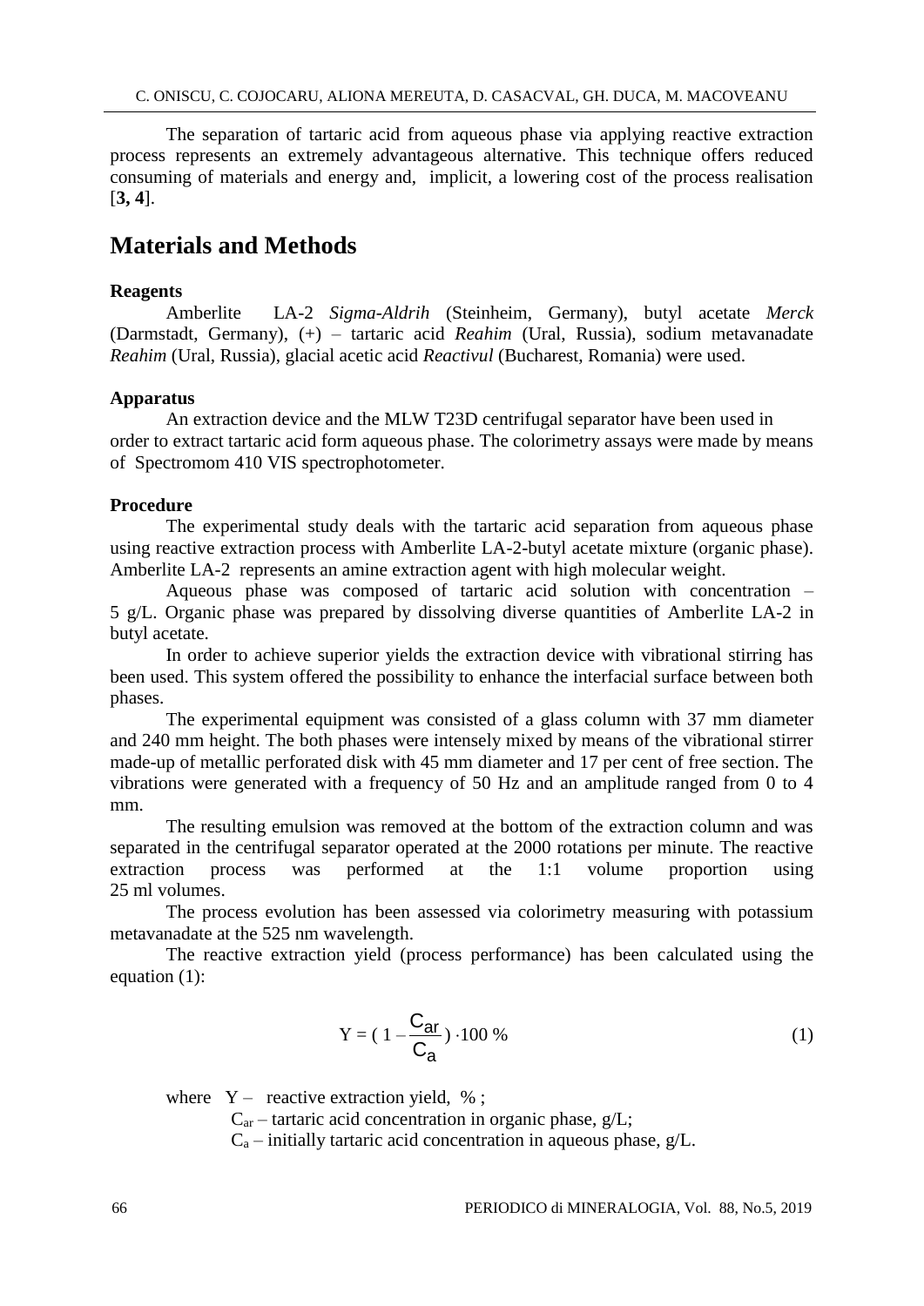The separation of tartaric acid from aqueous phase via applying reactive extraction process represents an extremely advantageous alternative. This technique offers reduced consuming of materials and energy and, implicit, a lowering cost of the process realisation [**3, 4**].

## Materials and Methods

### Reagents

Amberlite LA-2 *Sigma-Aldrih* (Steinheim, Germany), butyl acetate *Merck* (Darmstadt, Germany), (+) – tartaric acid *Reahim* (Ural, Russia), sodium metavanadate *Reahim* (Ural, Russia), glacial acetic acid *Reactivul* (Bucharest, Romania) were used.

### Apparatus

An extraction device and the MLW T23D centrifugal separator have been used in order to extract tartaric acid form aqueous phase. The colorimetry assays were made by means of Spectromom 410 VIS spectrophotometer.

### Procedure

The experimental study deals with the tartaric acid separation from aqueous phase using reactive extraction process with Amberlite LA-2-butyl acetate mixture (organic phase). Amberlite LA-2 represents an amine extraction agent with high molecular weight.

Aqueous phase was composed of tartaric acid solution with concentration – 5 g/L. Organic phase was prepared by dissolving diverse quantities of Amberlite LA-2 in butyl acetate.

In order to achieve superior yields the extraction device with vibrational stirring has been used. This system offered the possibility to enhance the interfacial surface between both phases.

The experimental equipment was consisted of a glass column with 37 mm diameter and 240 mm height. The both phases were intensely mixed by means of the vibrational stirrer made-up of metallic perforated disk with 45 mm diameter and 17 per cent of free section. The vibrations were generated with a frequency of 50 Hz and an amplitude ranged from 0 to 4 mm.

The resulting emulsion was removed at the bottom of the extraction column and was separated in the centrifugal separator operated at the 2000 rotations per minute. The reactive extraction process was performed at the 1:1 volume proportion using 25 ml volumes.

The process evolution has been assessed via colorimetry measuring with potassium metavanadate at the 525 nm wavelength.

The reactive extraction yield (process performance) has been calculated using the equation (1):

$$Y = \left(1 - \frac{C_{ar}}{C_a}\right) \cdot 100\ \% \tag{1}$$

where $Y$ – reactive extraction yield, % ;

$C_{ar}$ – tartaric acid concentration in organic phase, g/L;

$C_a$ – initially tartaric acid concentration in aqueous phase, g/L.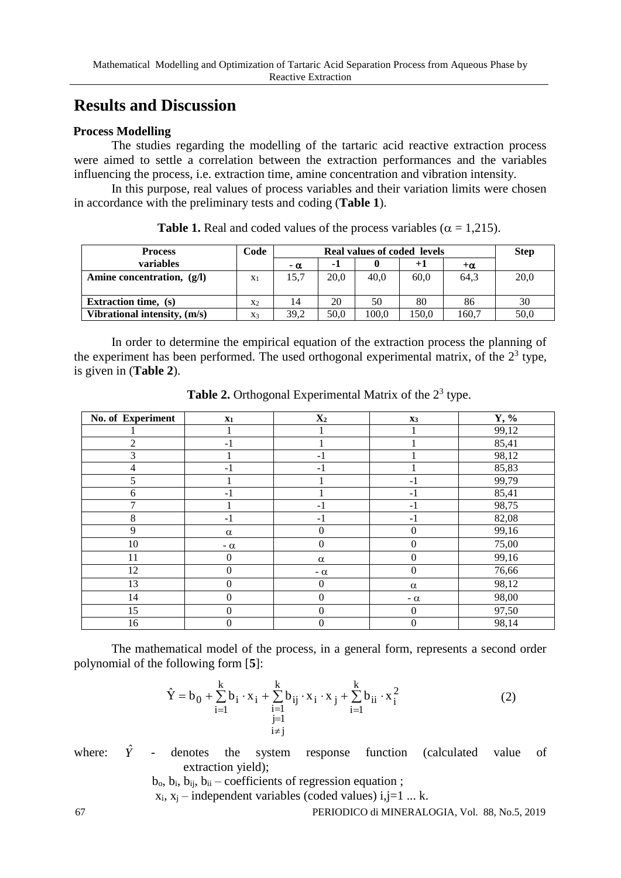## Results and Discussion

### Process Modelling

The studies regarding the modelling of the tartaric acid reactive extraction process were aimed to settle a correlation between the extraction performances and the variables influencing the process, i.e. extraction time, amine concentration and vibration intensity.

In this purpose, real values of process variables and their variation limits were chosen in accordance with the preliminary tests and coding (**Table 1**).

**Table 1.** Real and coded values of the process variables ($\alpha$ = 1,215).

| Process variables | Code | Real values of coded levels | | | | | Step |
|---|---|---|---|---|---|---|---|
| | | $-\alpha$ | -1 | 0 | +1 | $+\alpha$ | |
| **Amine concentration, (g/l)** | $x_1$ | 15,7 | 20,0 | 40,0 | 60,0 | 64,3 | 20,0 |
| **Extraction time, (s)** | $x_2$ | 14 | 20 | 50 | 80 | 86 | 30 |
| **Vibrational intensity, (m/s)** | $x_3$ | 39,2 | 50,0 | 100,0 | 150,0 | 160,7 | 50,0 |

In order to determine the empirical equation of the extraction process the planning of the experiment has been performed. The used orthogonal experimental matrix, of the $2^3$ type, is given in (**Table 2**).

**Table 2.** Orthogonal Experimental Matrix of the $2^3$ type.

| No. of Experiment | $x_1$ | $X_2$ | $x_3$ | Y, % |
|---|---|---|---|---|
| 1 | 1 | 1 | 1 | 99,12 |
| 2 | -1 | 1 | 1 | 85,41 |
| 3 | 1 | -1 | 1 | 98,12 |
| 4 | -1 | -1 | 1 | 85,83 |
| 5 | 1 | 1 | -1 | 99,79 |
| 6 | -1 | 1 | -1 | 85,41 |
| 7 | 1 | -1 | -1 | 98,75 |
| 8 | -1 | -1 | -1 | 82,08 |
| 9 | $\alpha$ | 0 | 0 | 99,16 |
| 10 | $-\alpha$ | 0 | 0 | 75,00 |
| 11 | 0 | $\alpha$ | 0 | 99,16 |
| 12 | 0 | $-\alpha$ | 0 | 76,66 |
| 13 | 0 | 0 | $\alpha$ | 98,12 |
| 14 | 0 | 0 | $-\alpha$ | 98,00 |
| 15 | 0 | 0 | 0 | 97,50 |
| 16 | 0 | 0 | 0 | 98,14 |

The mathematical model of the process, in a general form, represents a second order polynomial of the following form [**5**]:

$$\hat{Y} = b_0 + \sum_{i=1}^{k} b_i \cdot x_i + \sum_{\substack{i=1 \\ j=1 \\ i \neq j}}^{k} b_{ij} \cdot x_i \cdot x_j + \sum_{i=1}^{k} b_{ii} \cdot x_i^2 \tag{2}$$

where: $\hat{Y}$ - denotes the system response function (calculated value of extraction yield);

$b_o$, $b_i$, $b_{ij}$, $b_{ii}$ – coefficients of regression equation ;

$x_i$, $x_j$ – independent variables (coded values) i,j=1 ... k.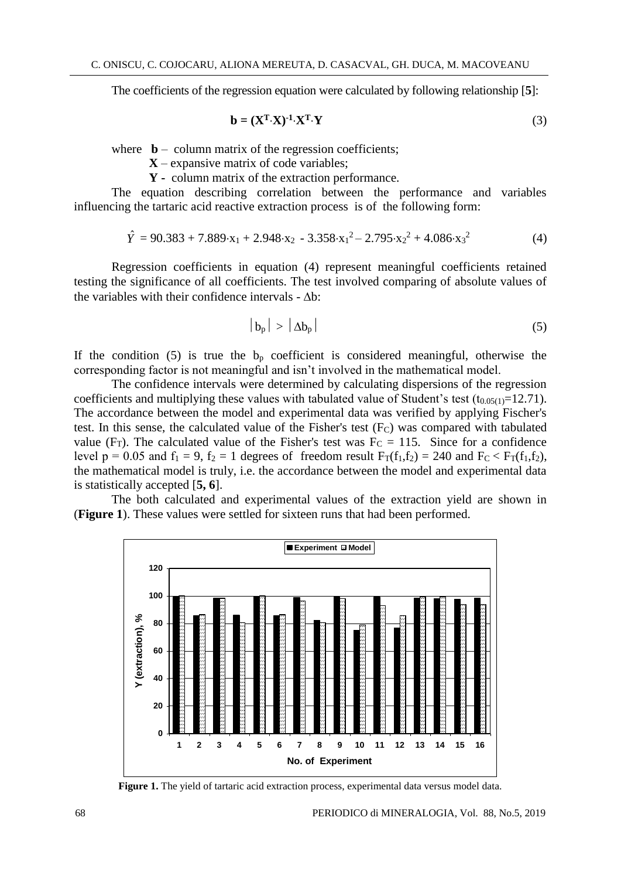The coefficients of the regression equation were calculated by following relationship [**5**]:

$$\mathbf{b} = (\mathbf{X}^{\mathbf{T}} \cdot \mathbf{X})^{-1} \cdot \mathbf{X}^{\mathbf{T}} \cdot \mathbf{Y} \tag{3}$$

where **b** – column matrix of the regression coefficients;
**X** – expansive matrix of code variables;
**Y** - column matrix of the extraction performance.

The equation describing correlation between the performance and variables influencing the tartaric acid reactive extraction process is of the following form:

$$\hat{Y} = 90.383 + 7.889 \cdot x_1 + 2.948 \cdot x_2 - 3.358 \cdot x_1^2 - 2.795 \cdot x_2^2 + 4.086 \cdot x_3^2 \tag{4}$$

Regression coefficients in equation (4) represent meaningful coefficients retained testing the significance of all coefficients. The test involved comparing of absolute values of the variables with their confidence intervals - $\Delta b$:

$$|b_p| > |\Delta b_p| \tag{5}$$

If the condition (5) is true the $b_p$ coefficient is considered meaningful, otherwise the corresponding factor is not meaningful and isn't involved in the mathematical model.

The confidence intervals were determined by calculating dispersions of the regression coefficients and multiplying these values with tabulated value of Student's test ($t_{0.05(1)}$=12.71). The accordance between the model and experimental data was verified by applying Fischer's test. In this sense, the calculated value of the Fisher's test ($F_C$) was compared with tabulated value ($F_T$). The calculated value of the Fisher's test was $F_C = 115$. Since for a confidence level $p = 0.05$ and $f_1 = 9$, $f_2 = 1$ degrees of freedom result $F_T(f_1,f_2) = 240$ and $F_C < F_T(f_1,f_2)$, the mathematical model is truly, i.e. the accordance between the model and experimental data is statistically accepted [**5, 6**].

The both calculated and experimental values of the extraction yield are shown in (**Figure 1**). These values were settled for sixteen runs that had been performed.

**Figure 1.** The yield of tartaric acid extraction process, experimental data versus model data.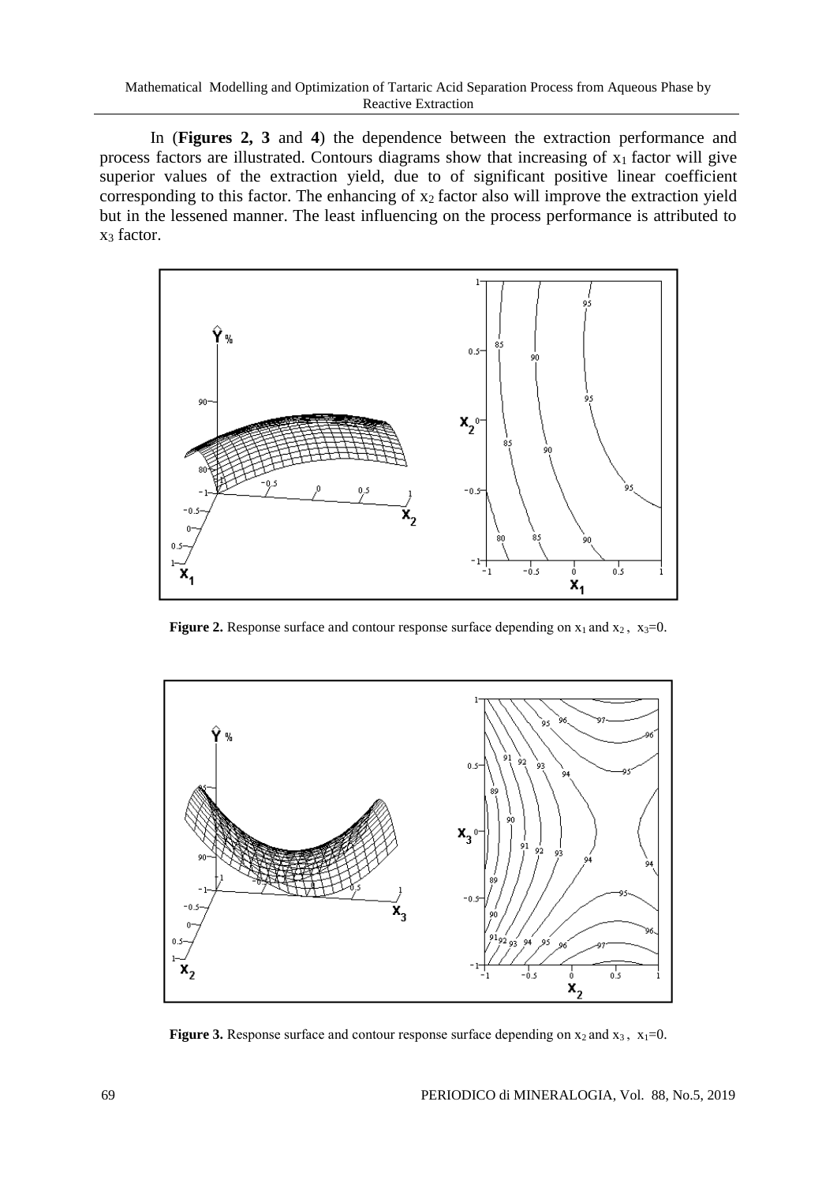In (**Figures 2, 3** and **4**) the dependence between the extraction performance and process factors are illustrated. Contours diagrams show that increasing of $x_1$ factor will give superior values of the extraction yield, due to of significant positive linear coefficient corresponding to this factor. The enhancing of $x_2$ factor also will improve the extraction yield but in the lessened manner. The least influencing on the process performance is attributed to $x_3$ factor.

**Figure 2.** Response surface and contour response surface depending on $x_1$ and $x_2$, $x_3$=0.

**Figure 3.** Response surface and contour response surface depending on $x_2$ and $x_3$, $x_1$=0.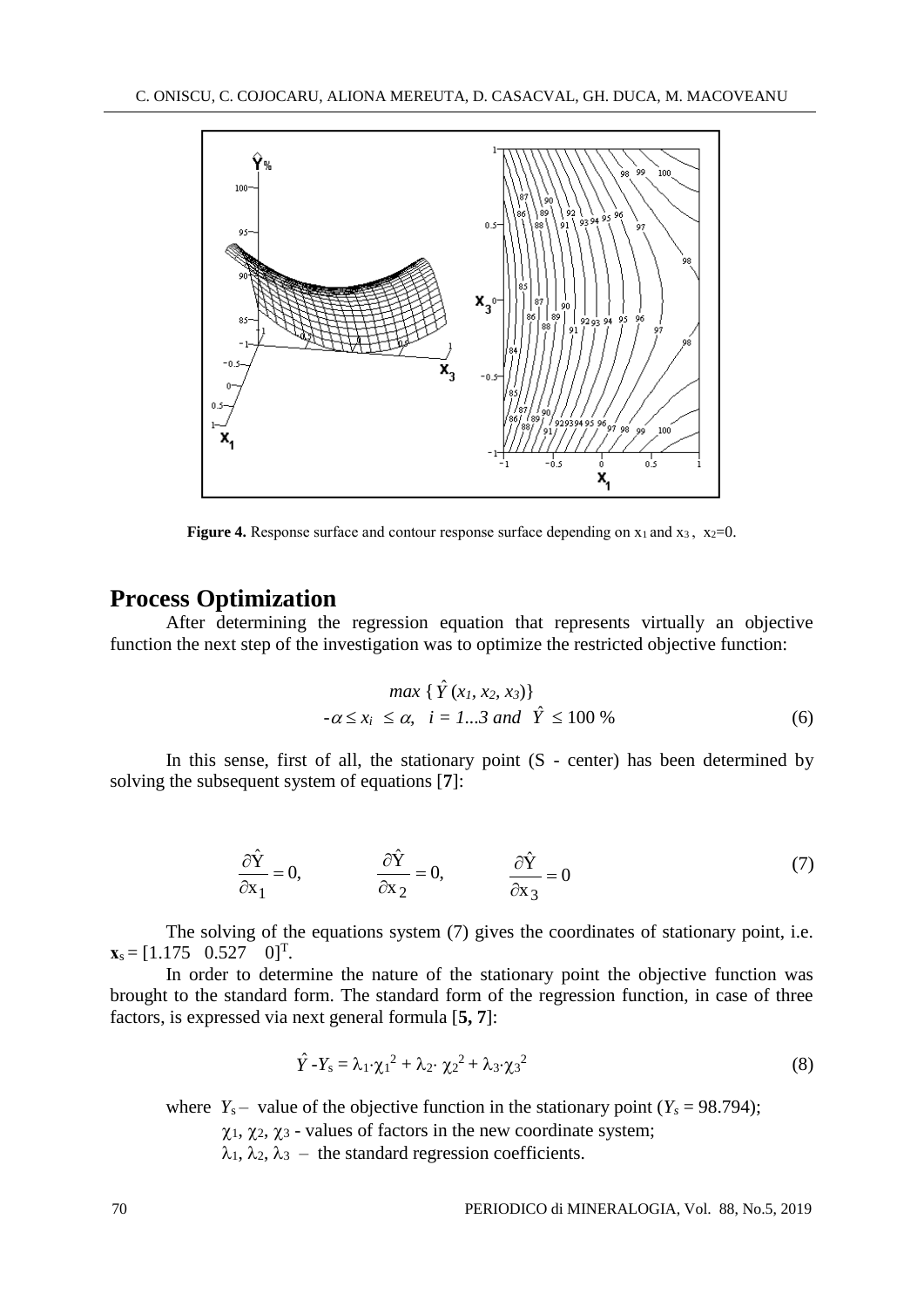**Figure 4.** Response surface and contour response surface depending on $x_1$ and $x_3$, $x_2$=0.

## Process Optimization

After determining the regression equation that represents virtually an objective function the next step of the investigation was to optimize the restricted objective function:

$$max \{ \hat{Y}(x_1, x_2, x_3)\}$$
$$-\alpha \leq x_i \leq \alpha, \quad i = 1...3 \text{ and } \hat{Y} \leq 100\ \% \tag{6}$$

In this sense, first of all, the stationary point (S - center) has been determined by solving the subsequent system of equations [**7**]:

$$\frac{\partial \hat{Y}}{\partial x_1} = 0, \qquad \frac{\partial \hat{Y}}{\partial x_2} = 0, \qquad \frac{\partial \hat{Y}}{\partial x_3} = 0 \tag{7}$$

The solving of the equations system (7) gives the coordinates of stationary point, i.e. $\mathbf{x}_s = [1.175 \quad 0.527 \quad 0]^T$.

In order to determine the nature of the stationary point the objective function was brought to the standard form. The standard form of the regression function, in case of three factors, is expressed via next general formula [**5, 7**]:

$$\hat{Y} - Y_s = \lambda_1 \cdot \chi_1^2 + \lambda_2 \cdot \chi_2^2 + \lambda_3 \cdot \chi_3^2 \tag{8}$$

where $Y_s$ – value of the objective function in the stationary point ($Y_s$ = 98.794);

$\chi_1$, $\chi_2$, $\chi_3$ - values of factors in the new coordinate system;

$\lambda_1$, $\lambda_2$, $\lambda_3$ – the standard regression coefficients.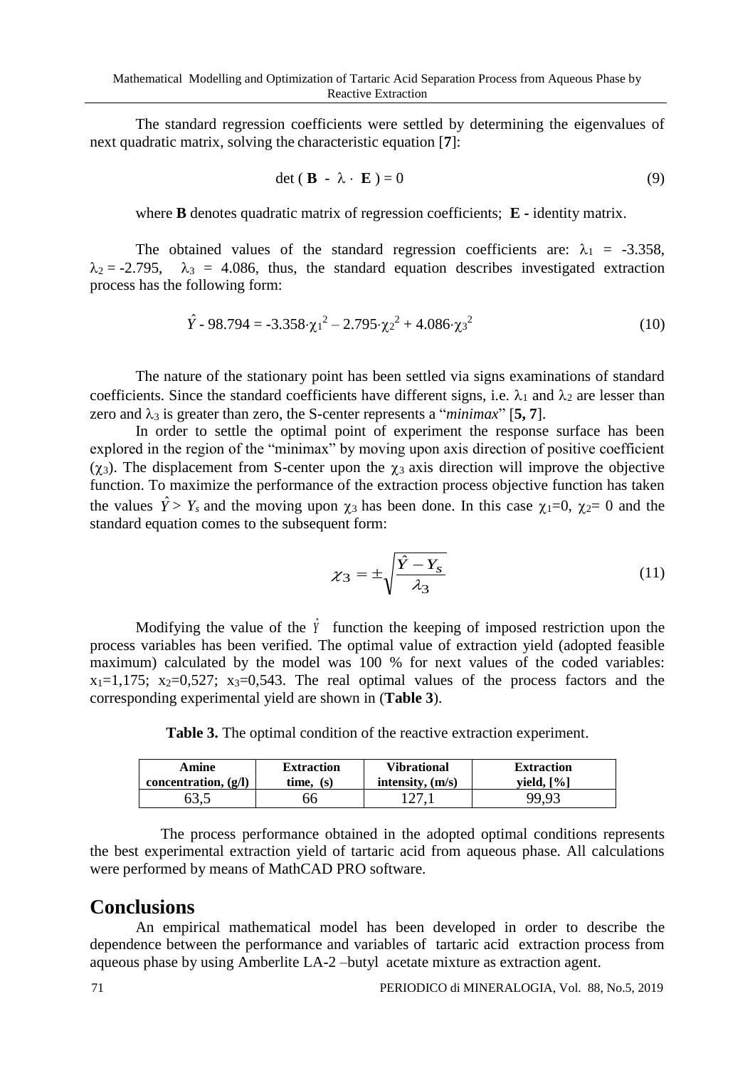The standard regression coefficients were settled by determining the eigenvalues of next quadratic matrix, solving the characteristic equation [**7**]:

$$\det(\mathbf{B} - \lambda \cdot \mathbf{E}) = 0 \tag{9}$$

where **B** denotes quadratic matrix of regression coefficients; **E** - identity matrix.

The obtained values of the standard regression coefficients are: $\lambda_1 = -3.358$, $\lambda_2 = -2.795$, $\lambda_3 = 4.086$, thus, the standard equation describes investigated extraction process has the following form:

$$\hat{Y} - 98.794 = -3.358 \cdot \chi_1^2 - 2.795 \cdot \chi_2^2 + 4.086 \cdot \chi_3^2 \tag{10}$$

The nature of the stationary point has been settled via signs examinations of standard coefficients. Since the standard coefficients have different signs, i.e. $\lambda_1$ and $\lambda_2$ are lesser than zero and $\lambda_3$ is greater than zero, the S-center represents a "*minimax*" [**5, 7**].

In order to settle the optimal point of experiment the response surface has been explored in the region of the "minimax" by moving upon axis direction of positive coefficient ($\chi_3$). The displacement from S-center upon the $\chi_3$ axis direction will improve the objective function. To maximize the performance of the extraction process objective function has taken the values $\hat{Y} > Y_s$ and the moving upon $\chi_3$ has been done. In this case $\chi_1=0$, $\chi_2=0$ and the standard equation comes to the subsequent form:

$$\chi_3 = \pm\sqrt{\frac{\hat{Y} - Y_S}{\lambda_3}} \tag{11}$$

Modifying the value of the $\hat{Y}$ function the keeping of imposed restriction upon the process variables has been verified. The optimal value of extraction yield (adopted feasible maximum) calculated by the model was 100 % for next values of the coded variables: $x_1=1{,}175$; $x_2=0{,}527$; $x_3=0{,}543$. The real optimal values of the process factors and the corresponding experimental yield are shown in (**Table 3**).

**Table 3.** The optimal condition of the reactive extraction experiment.

| Amine concentration, (g/l) | Extraction time, (s) | Vibrational intensity, (m/s) | Extraction yield, [%] |
|---|---|---|---|
| 63,5 | 66 | 127,1 | 99,93 |

The process performance obtained in the adopted optimal conditions represents the best experimental extraction yield of tartaric acid from aqueous phase. All calculations were performed by means of MathCAD PRO software.

## Conclusions

An empirical mathematical model has been developed in order to describe the dependence between the performance and variables of tartaric acid extraction process from aqueous phase by using Amberlite LA-2 –butyl acetate mixture as extraction agent.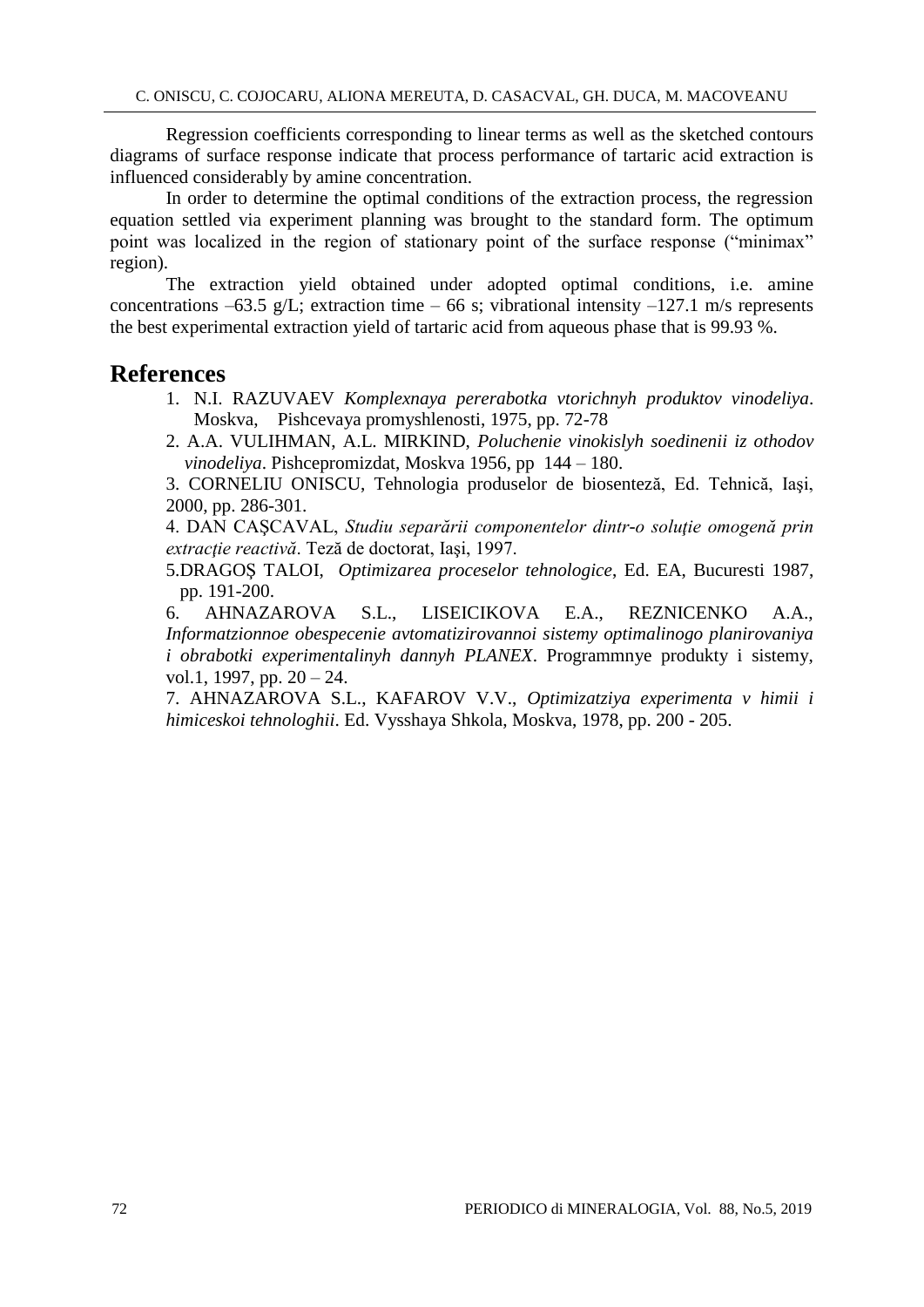Regression coefficients corresponding to linear terms as well as the sketched contours diagrams of surface response indicate that process performance of tartaric acid extraction is influenced considerably by amine concentration.

In order to determine the optimal conditions of the extraction process, the regression equation settled via experiment planning was brought to the standard form. The optimum point was localized in the region of stationary point of the surface response ("minimax" region).

The extraction yield obtained under adopted optimal conditions, i.e. amine concentrations –63.5 g/L; extraction time – 66 s; vibrational intensity –127.1 m/s represents the best experimental extraction yield of tartaric acid from aqueous phase that is 99.93 %.

# References

1. N.I. RAZUVAEV *Komplexnaya pererabotka vtorichnyh produktov vinodeliya*. Moskva, Pishcevaya promyshlenosti, 1975, pp. 72-78
2. A.A. VULIHMAN, A.L. MIRKIND, *Poluchenie vinokislyh soedinenii iz othodov vinodeliya*. Pishcepromizdat, Moskva 1956, pp 144 – 180.
3. CORNELIU ONISCU, Tehnologia produselor de biosenteză, Ed. Tehnică, Iaşi, 2000, pp. 286-301.
4. DAN CAŞCAVAL, *Studiu separării componentelor dintr-o soluţie omogenă prin extracţie reactivă*. Teză de doctorat, Iaşi, 1997.
5. DRAGOŞ TALOI, *Optimizarea proceselor tehnologice*, Ed. EA, Bucuresti 1987, pp. 191-200.
6. AHNAZAROVA S.L., LISEICIKOVA E.A., REZNICENKO A.A., *Informatzionnoe obespecenie avtomatizirovannoi sistemy optimalinogo planirovaniya i obrabotki experimentalinyh dannyh PLANEX*. Programmnye produkty i sistemy, vol.1, 1997, pp. 20 – 24.
7. AHNAZAROVA S.L., KAFAROV V.V., *Optimizatziya experimenta v himii i himiceskoi tehnologhii*. Ed. Vysshaya Shkola, Moskva, 1978, pp. 200 - 205.